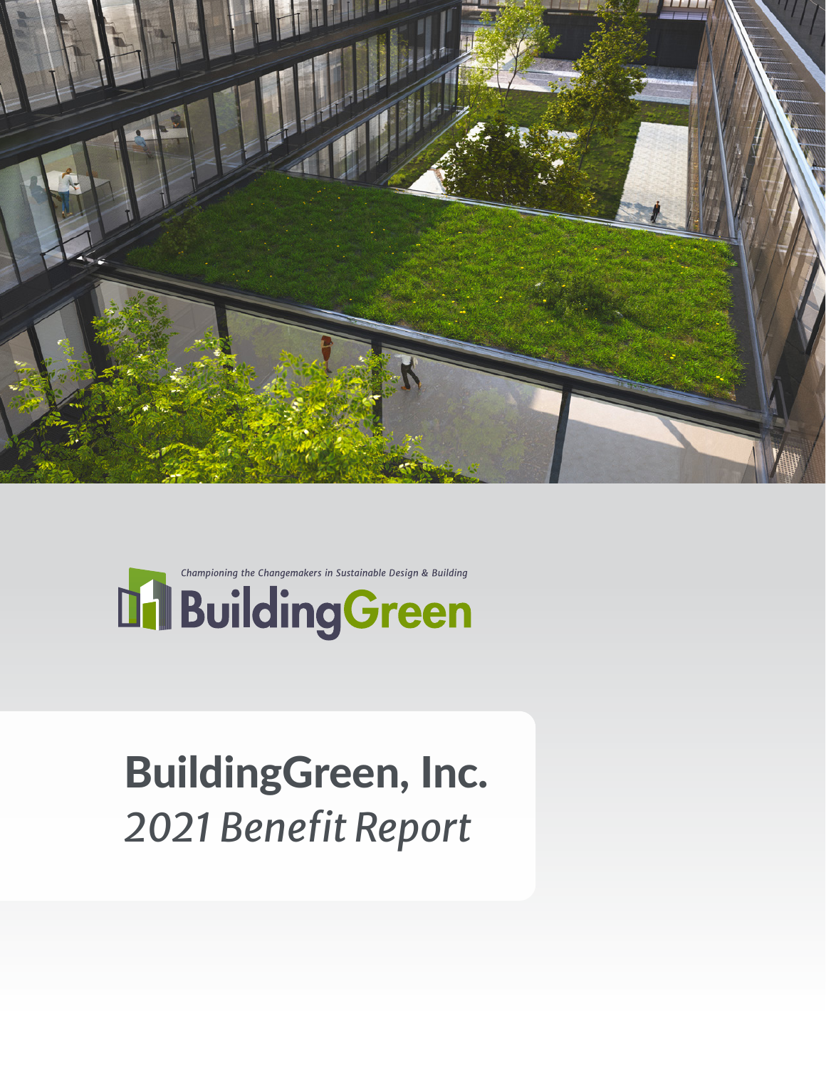*Championing the Changemakers in Sustainable Design & Building*

BuildingGreen

# BuildingGreen, Inc.

## *2021 Benefit Report*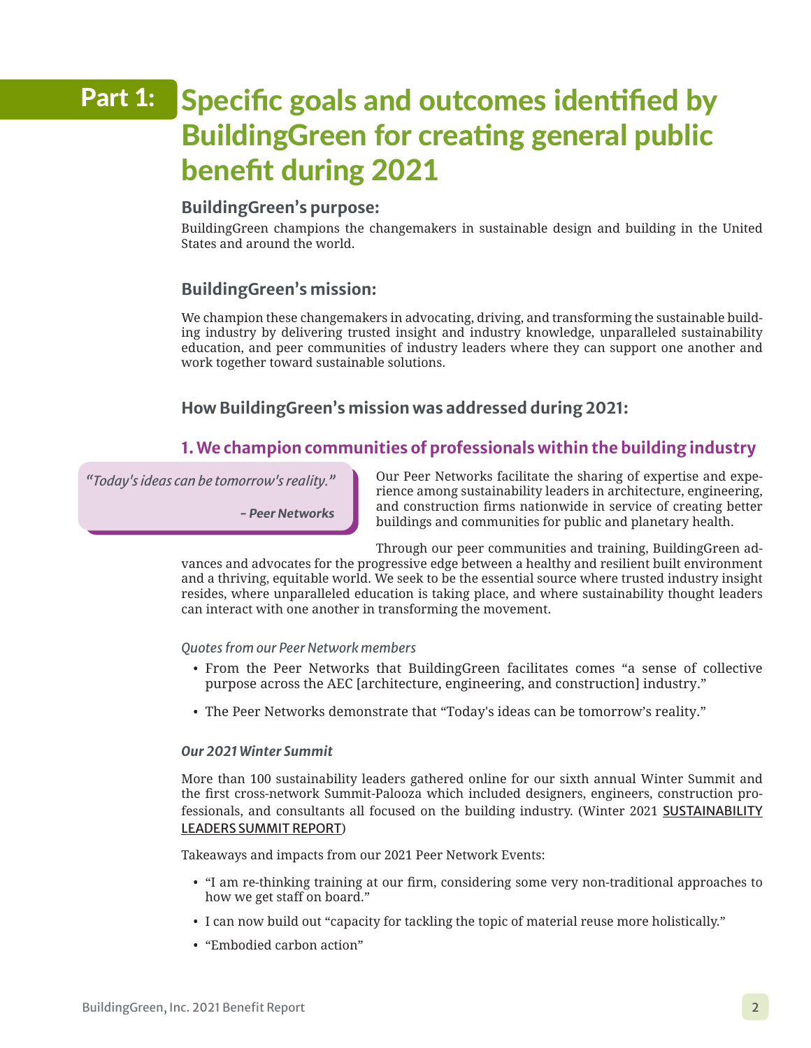# Part 1: Specific goals and outcomes identified by BuildingGreen for creating general public benefit during 2021

### BuildingGreen's purpose:

BuildingGreen champions the changemakers in sustainable design and building in the United States and around the world.

### BuildingGreen's mission:

We champion these changemakers in advocating, driving, and transforming the sustainable building industry by delivering trusted insight and industry knowledge, unparalleled sustainability education, and peer communities of industry leaders where they can support one another and work together toward sustainable solutions.

### How BuildingGreen's mission was addressed during 2021:

#### 1. We champion communities of professionals within the building industry

> *"Today's ideas can be tomorrow's reality."*
>
> ***– Peer Networks***

Our Peer Networks facilitate the sharing of expertise and experience among sustainability leaders in architecture, engineering, and construction firms nationwide in service of creating better buildings and communities for public and planetary health.

Through our peer communities and training, BuildingGreen advances and advocates for the progressive edge between a healthy and resilient built environment and a thriving, equitable world. We seek to be the essential source where trusted industry insight resides, where unparalleled education is taking place, and where sustainability thought leaders can interact with one another in transforming the movement.

*Quotes from our Peer Network members*

- From the Peer Networks that BuildingGreen facilitates comes "a sense of collective purpose across the AEC [architecture, engineering, and construction] industry."
- The Peer Networks demonstrate that "Today's ideas can be tomorrow's reality."

***Our 2021 Winter Summit***

More than 100 sustainability leaders gathered online for our sixth annual Winter Summit and the first cross-network Summit-Palooza which included designers, engineers, construction professionals, and consultants all focused on the building industry. (Winter 2021 SUSTAINABILITY LEADERS SUMMIT REPORT)

Takeaways and impacts from our 2021 Peer Network Events:

- "I am re-thinking training at our firm, considering some very non-traditional approaches to how we get staff on board."
- I can now build out "capacity for tackling the topic of material reuse more holistically."
- "Embodied carbon action"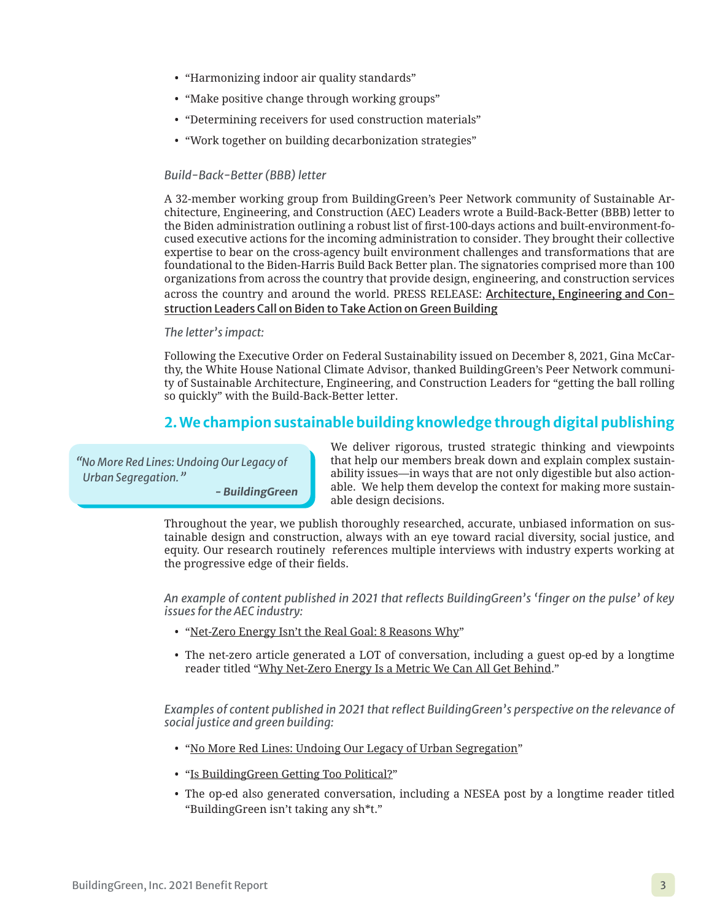- "Harmonizing indoor air quality standards"
- "Make positive change through working groups"
- "Determining receivers for used construction materials"
- "Work together on building decarbonization strategies"

*Build-Back-Better (BBB) letter*

A 32-member working group from BuildingGreen's Peer Network community of Sustainable Architecture, Engineering, and Construction (AEC) Leaders wrote a Build-Back-Better (BBB) letter to the Biden administration outlining a robust list of first-100-days actions and built-environment-focused executive actions for the incoming administration to consider. They brought their collective expertise to bear on the cross-agency built environment challenges and transformations that are foundational to the Biden-Harris Build Back Better plan. The signatories comprised more than 100 organizations from across the country that provide design, engineering, and construction services across the country and around the world. PRESS RELEASE: Architecture, Engineering and Construction Leaders Call on Biden to Take Action on Green Building

*The letter's impact:*

Following the Executive Order on Federal Sustainability issued on December 8, 2021, Gina McCarthy, the White House National Climate Advisor, thanked BuildingGreen's Peer Network community of Sustainable Architecture, Engineering, and Construction Leaders for "getting the ball rolling so quickly" with the Build-Back-Better letter.

## 2. We champion sustainable building knowledge through digital publishing

> *"No More Red Lines: Undoing Our Legacy of Urban Segregation."*
>
> ***- BuildingGreen***

We deliver rigorous, trusted strategic thinking and viewpoints that help our members break down and explain complex sustainability issues—in ways that are not only digestible but also actionable. We help them develop the context for making more sustainable design decisions.

Throughout the year, we publish thoroughly researched, accurate, unbiased information on sustainable design and construction, always with an eye toward racial diversity, social justice, and equity. Our research routinely references multiple interviews with industry experts working at the progressive edge of their fields.

*An example of content published in 2021 that reflects BuildingGreen's 'finger on the pulse' of key issues for the AEC industry:*

- "Net-Zero Energy Isn't the Real Goal: 8 Reasons Why"
- The net-zero article generated a LOT of conversation, including a guest op-ed by a longtime reader titled "Why Net-Zero Energy Is a Metric We Can All Get Behind."

*Examples of content published in 2021 that reflect BuildingGreen's perspective on the relevance of social justice and green building:*

- "No More Red Lines: Undoing Our Legacy of Urban Segregation"
- "Is BuildingGreen Getting Too Political?"
- The op-ed also generated conversation, including a NESEA post by a longtime reader titled "BuildingGreen isn't taking any sh*t."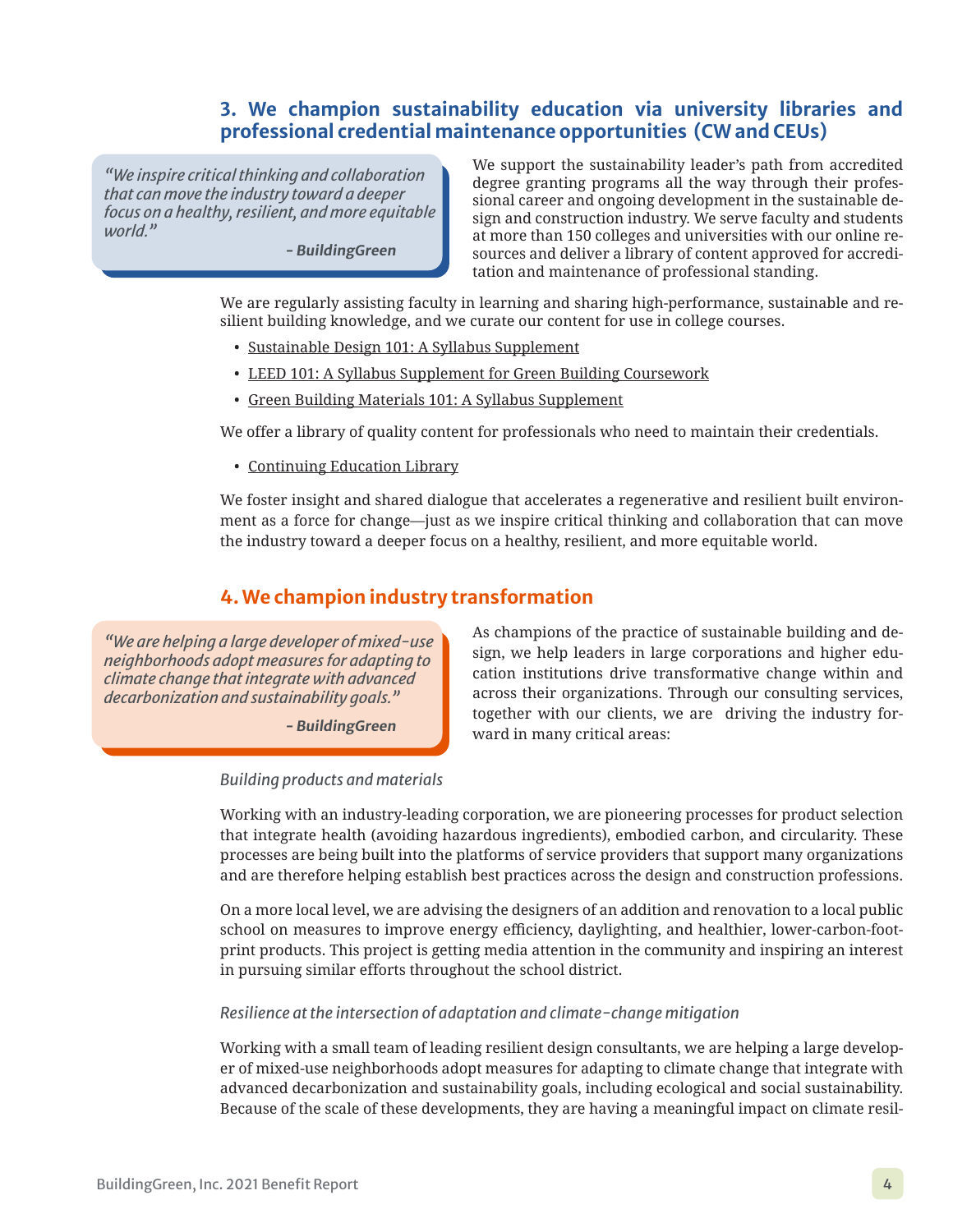## 3. We champion sustainability education via university libraries and professional credential maintenance opportunities (CW and CEUs)

> *"We inspire critical thinking and collaboration that can move the industry toward a deeper focus on a healthy, resilient, and more equitable world."*
>
> ***– BuildingGreen***

We support the sustainability leader's path from accredited degree granting programs all the way through their professional career and ongoing development in the sustainable design and construction industry. We serve faculty and students at more than 150 colleges and universities with our online resources and deliver a library of content approved for accreditation and maintenance of professional standing.

We are regularly assisting faculty in learning and sharing high-performance, sustainable and resilient building knowledge, and we curate our content for use in college courses.

- Sustainable Design 101: A Syllabus Supplement
- LEED 101: A Syllabus Supplement for Green Building Coursework
- Green Building Materials 101: A Syllabus Supplement

We offer a library of quality content for professionals who need to maintain their credentials.

- Continuing Education Library

We foster insight and shared dialogue that accelerates a regenerative and resilient built environment as a force for change—just as we inspire critical thinking and collaboration that can move the industry toward a deeper focus on a healthy, resilient, and more equitable world.

## 4. We champion industry transformation

> *"We are helping a large developer of mixed-use neighborhoods adopt measures for adapting to climate change that integrate with advanced decarbonization and sustainability goals."*
>
> ***– BuildingGreen***

As champions of the practice of sustainable building and design, we help leaders in large corporations and higher education institutions drive transformative change within and across their organizations. Through our consulting services, together with our clients, we are driving the industry forward in many critical areas:

*Building products and materials*

Working with an industry-leading corporation, we are pioneering processes for product selection that integrate health (avoiding hazardous ingredients), embodied carbon, and circularity. These processes are being built into the platforms of service providers that support many organizations and are therefore helping establish best practices across the design and construction professions.

On a more local level, we are advising the designers of an addition and renovation to a local public school on measures to improve energy efficiency, daylighting, and healthier, lower-carbon-footprint products. This project is getting media attention in the community and inspiring an interest in pursuing similar efforts throughout the school district.

*Resilience at the intersection of adaptation and climate-change mitigation*

Working with a small team of leading resilient design consultants, we are helping a large developer of mixed-use neighborhoods adopt measures for adapting to climate change that integrate with advanced decarbonization and sustainability goals, including ecological and social sustainability. Because of the scale of these developments, they are having a meaningful impact on climate resil-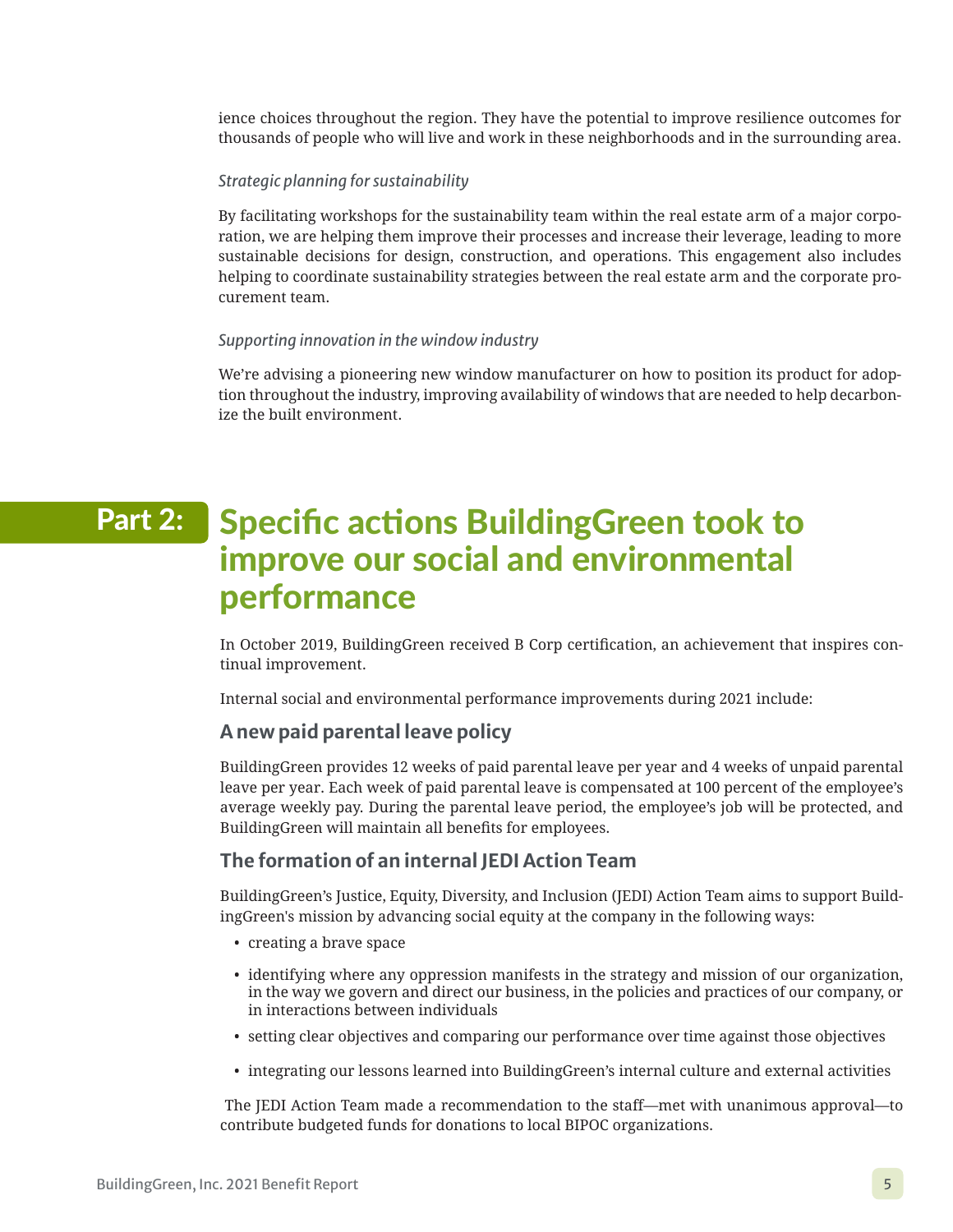ience choices throughout the region. They have the potential to improve resilience outcomes for thousands of people who will live and work in these neighborhoods and in the surrounding area.

*Strategic planning for sustainability*

By facilitating workshops for the sustainability team within the real estate arm of a major corporation, we are helping them improve their processes and increase their leverage, leading to more sustainable decisions for design, construction, and operations. This engagement also includes helping to coordinate sustainability strategies between the real estate arm and the corporate procurement team.

*Supporting innovation in the window industry*

We're advising a pioneering new window manufacturer on how to position its product for adoption throughout the industry, improving availability of windows that are needed to help decarbonize the built environment.

# Part 2: Specific actions BuildingGreen took to improve our social and environmental performance

In October 2019, BuildingGreen received B Corp certification, an achievement that inspires continual improvement.

Internal social and environmental performance improvements during 2021 include:

## A new paid parental leave policy

BuildingGreen provides 12 weeks of paid parental leave per year and 4 weeks of unpaid parental leave per year. Each week of paid parental leave is compensated at 100 percent of the employee's average weekly pay. During the parental leave period, the employee's job will be protected, and BuildingGreen will maintain all benefits for employees.

## The formation of an internal JEDI Action Team

BuildingGreen's Justice, Equity, Diversity, and Inclusion (JEDI) Action Team aims to support BuildingGreen's mission by advancing social equity at the company in the following ways:

- creating a brave space
- identifying where any oppression manifests in the strategy and mission of our organization, in the way we govern and direct our business, in the policies and practices of our company, or in interactions between individuals
- setting clear objectives and comparing our performance over time against those objectives
- integrating our lessons learned into BuildingGreen's internal culture and external activities

The JEDI Action Team made a recommendation to the staff—met with unanimous approval—to contribute budgeted funds for donations to local BIPOC organizations.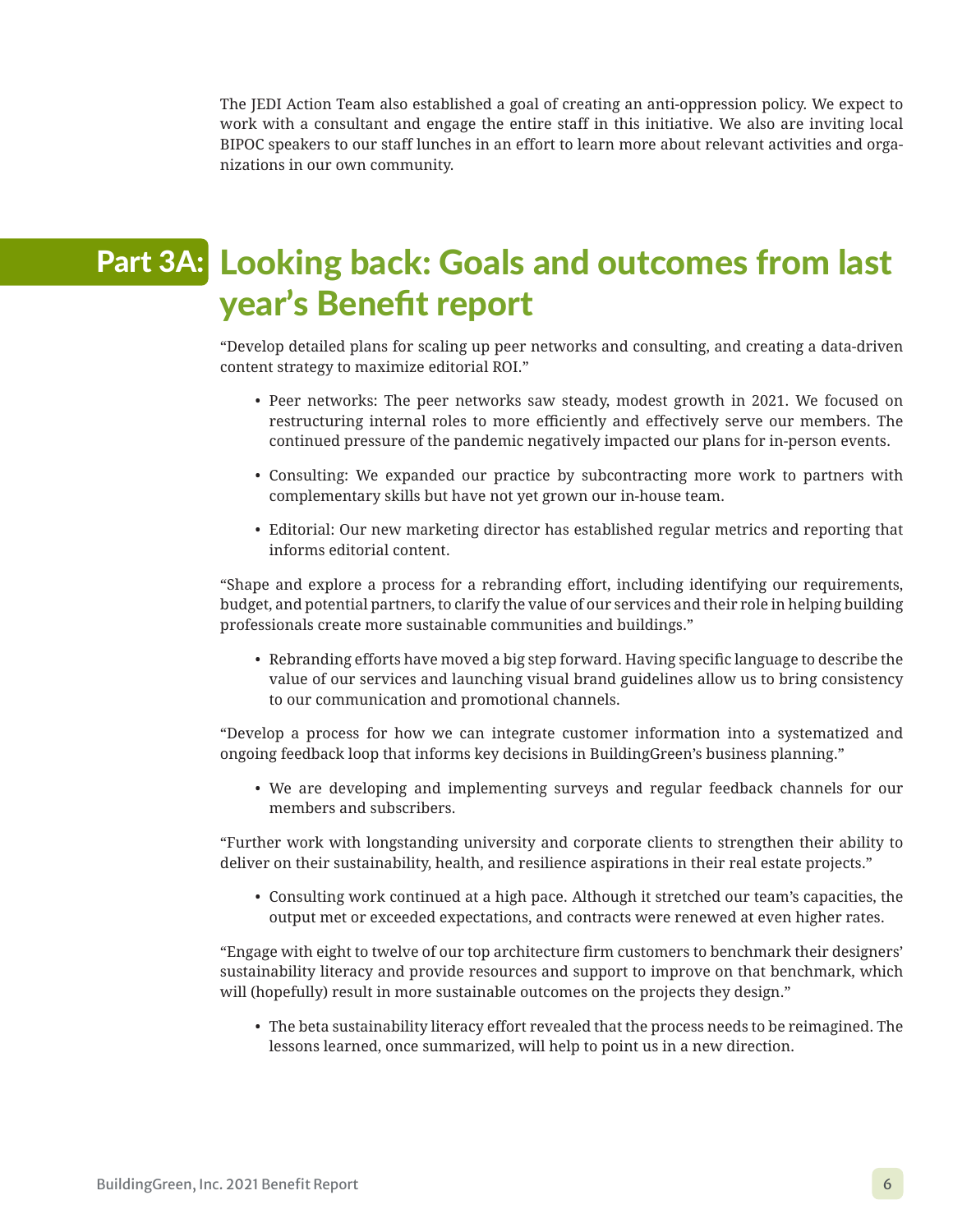The JEDI Action Team also established a goal of creating an anti-oppression policy. We expect to work with a consultant and engage the entire staff in this initiative. We also are inviting local BIPOC speakers to our staff lunches in an effort to learn more about relevant activities and organizations in our own community.

## Part 3A: Looking back: Goals and outcomes from last year's Benefit report

"Develop detailed plans for scaling up peer networks and consulting, and creating a data-driven content strategy to maximize editorial ROI."

- Peer networks: The peer networks saw steady, modest growth in 2021. We focused on restructuring internal roles to more efficiently and effectively serve our members. The continued pressure of the pandemic negatively impacted our plans for in-person events.
- Consulting: We expanded our practice by subcontracting more work to partners with complementary skills but have not yet grown our in-house team.
- Editorial: Our new marketing director has established regular metrics and reporting that informs editorial content.

"Shape and explore a process for a rebranding effort, including identifying our requirements, budget, and potential partners, to clarify the value of our services and their role in helping building professionals create more sustainable communities and buildings."

- Rebranding efforts have moved a big step forward. Having specific language to describe the value of our services and launching visual brand guidelines allow us to bring consistency to our communication and promotional channels.

"Develop a process for how we can integrate customer information into a systematized and ongoing feedback loop that informs key decisions in BuildingGreen's business planning."

- We are developing and implementing surveys and regular feedback channels for our members and subscribers.

"Further work with longstanding university and corporate clients to strengthen their ability to deliver on their sustainability, health, and resilience aspirations in their real estate projects."

- Consulting work continued at a high pace. Although it stretched our team's capacities, the output met or exceeded expectations, and contracts were renewed at even higher rates.

"Engage with eight to twelve of our top architecture firm customers to benchmark their designers' sustainability literacy and provide resources and support to improve on that benchmark, which will (hopefully) result in more sustainable outcomes on the projects they design."

- The beta sustainability literacy effort revealed that the process needs to be reimagined. The lessons learned, once summarized, will help to point us in a new direction.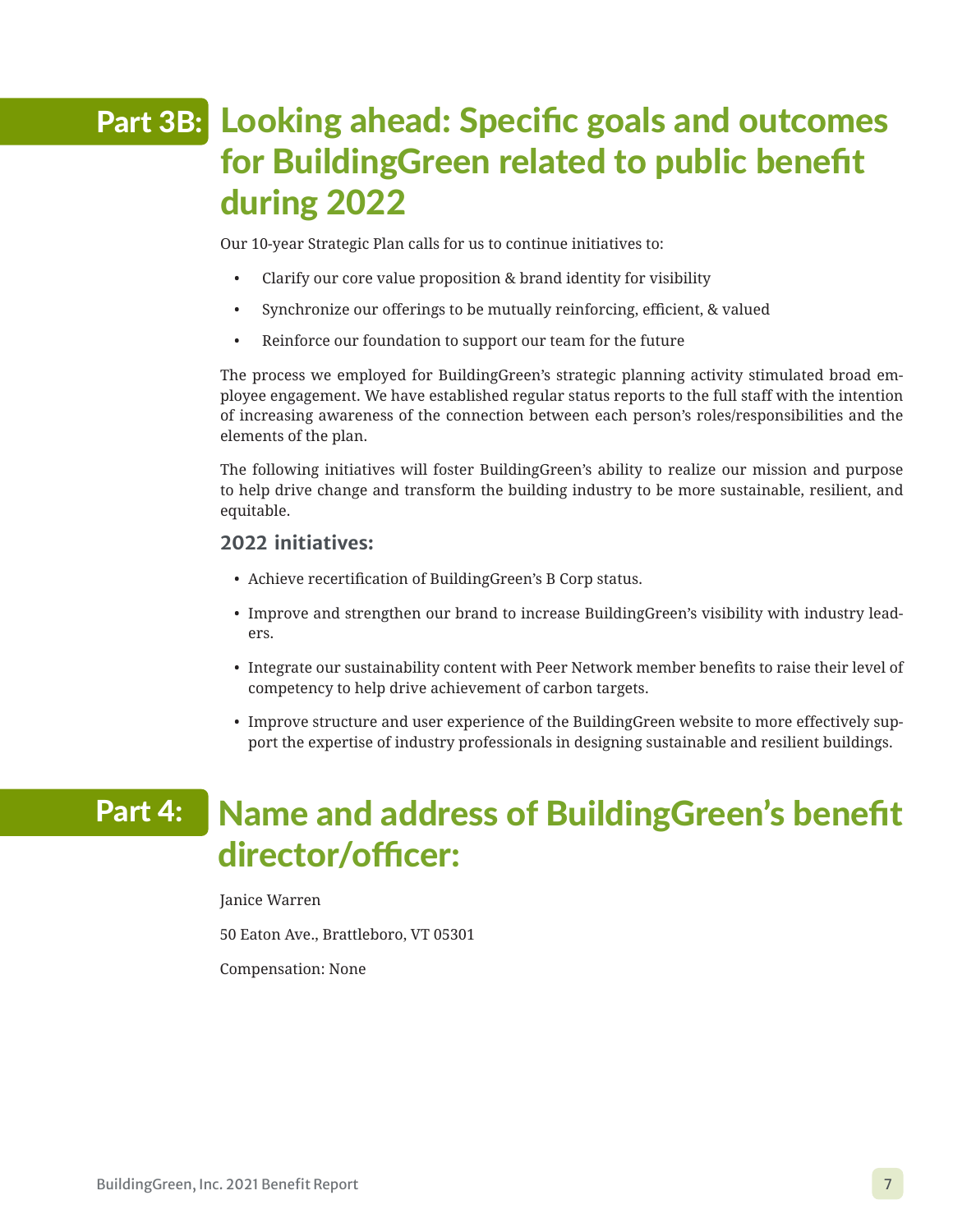## Part 3B: Looking ahead: Specific goals and outcomes for BuildingGreen related to public benefit during 2022

Our 10-year Strategic Plan calls for us to continue initiatives to:

- Clarify our core value proposition & brand identity for visibility
- Synchronize our offerings to be mutually reinforcing, efficient, & valued
- Reinforce our foundation to support our team for the future

The process we employed for BuildingGreen's strategic planning activity stimulated broad employee engagement. We have established regular status reports to the full staff with the intention of increasing awareness of the connection between each person's roles/responsibilities and the elements of the plan.

The following initiatives will foster BuildingGreen's ability to realize our mission and purpose to help drive change and transform the building industry to be more sustainable, resilient, and equitable.

### 2022 initiatives:

- Achieve recertification of BuildingGreen's B Corp status.
- Improve and strengthen our brand to increase BuildingGreen's visibility with industry leaders.
- Integrate our sustainability content with Peer Network member benefits to raise their level of competency to help drive achievement of carbon targets.
- Improve structure and user experience of the BuildingGreen website to more effectively support the expertise of industry professionals in designing sustainable and resilient buildings.

## Part 4: Name and address of BuildingGreen's benefit director/officer:

Janice Warren

50 Eaton Ave., Brattleboro, VT 05301

Compensation: None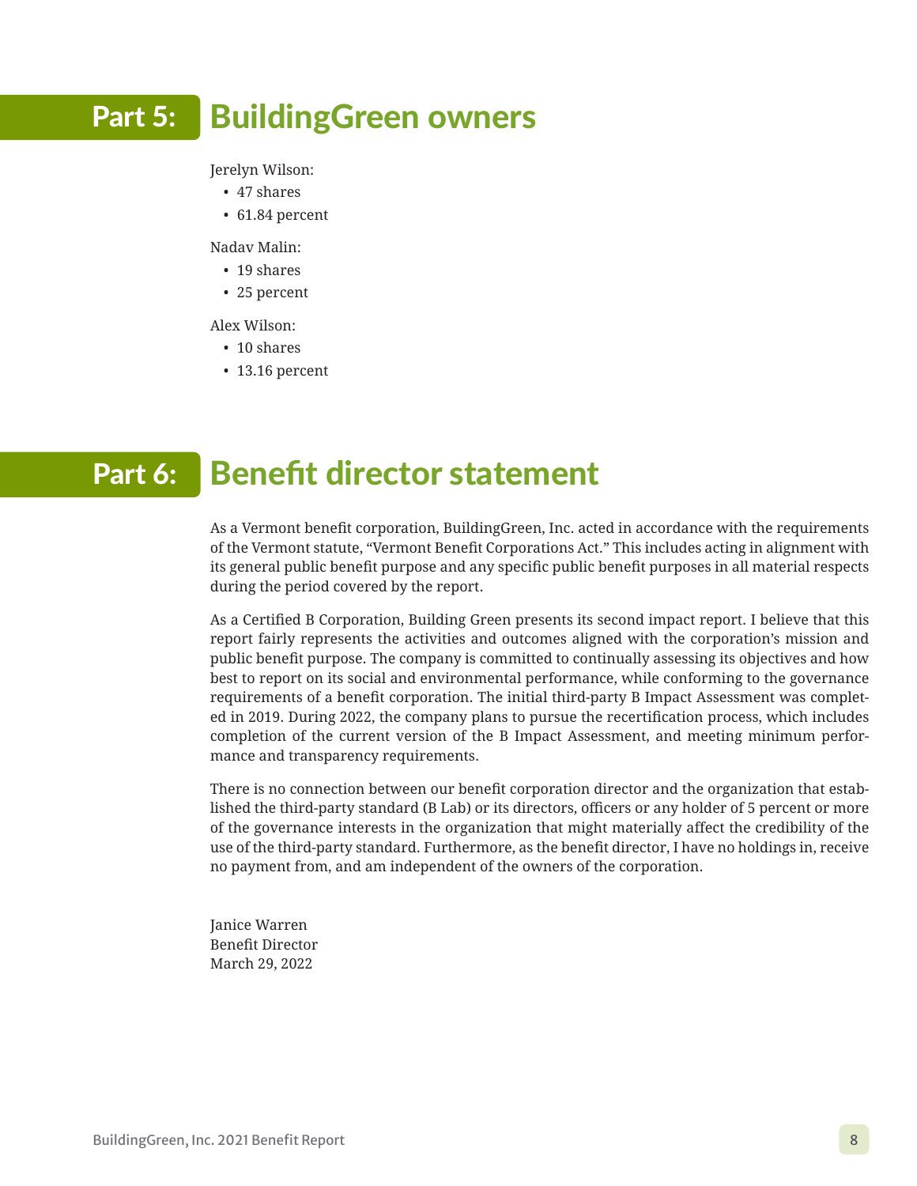## Part 5: BuildingGreen owners

Jerelyn Wilson:

- 47 shares
- 61.84 percent

Nadav Malin:

- 19 shares
- 25 percent

Alex Wilson:

- 10 shares
- 13.16 percent

## Part 6: Benefit director statement

As a Vermont benefit corporation, BuildingGreen, Inc. acted in accordance with the requirements of the Vermont statute, "Vermont Benefit Corporations Act." This includes acting in alignment with its general public benefit purpose and any specific public benefit purposes in all material respects during the period covered by the report.

As a Certified B Corporation, Building Green presents its second impact report. I believe that this report fairly represents the activities and outcomes aligned with the corporation's mission and public benefit purpose. The company is committed to continually assessing its objectives and how best to report on its social and environmental performance, while conforming to the governance requirements of a benefit corporation. The initial third-party B Impact Assessment was completed in 2019. During 2022, the company plans to pursue the recertification process, which includes completion of the current version of the B Impact Assessment, and meeting minimum performance and transparency requirements.

There is no connection between our benefit corporation director and the organization that established the third-party standard (B Lab) or its directors, officers or any holder of 5 percent or more of the governance interests in the organization that might materially affect the credibility of the use of the third-party standard. Furthermore, as the benefit director, I have no holdings in, receive no payment from, and am independent of the owners of the corporation.

Janice Warren
Benefit Director
March 29, 2022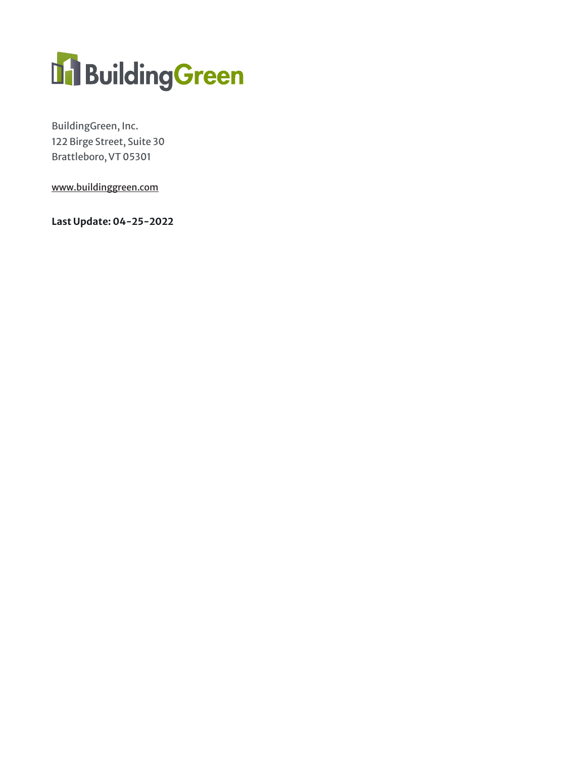BuildingGreen

BuildingGreen, Inc.
122 Birge Street, Suite 30
Brattleboro, VT 05301

www.buildinggreen.com

**Last Update: 04-25-2022**